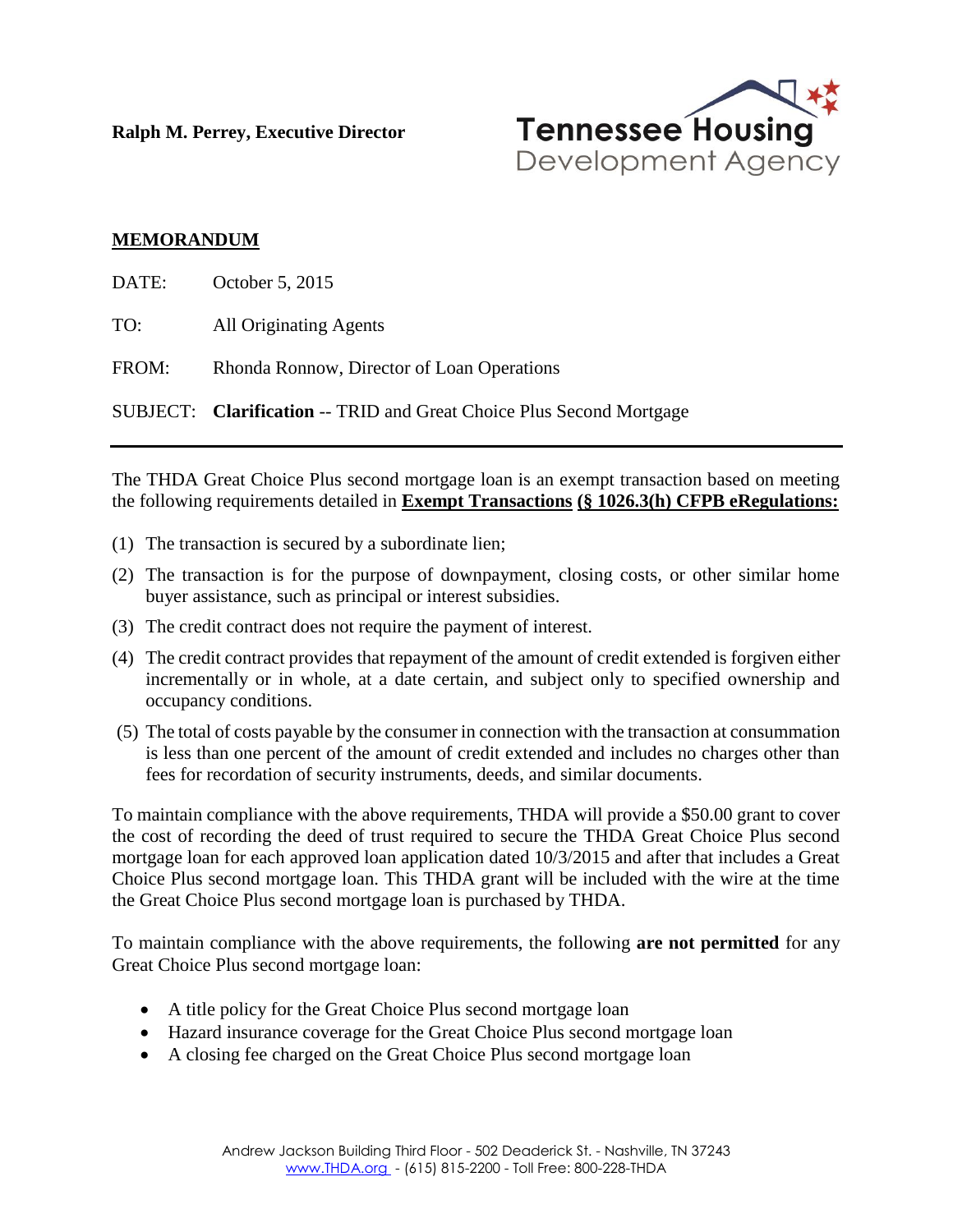**Ralph M. Perrey, Executive Director**

Tennessee Housing Development Agency

## MEMORANDUM

DATE: October 5, 2015

TO: All Originating Agents

FROM: Rhonda Ronnow, Director of Loan Operations

SUBJECT: **Clarification** -- TRID and Great Choice Plus Second Mortgage

---

The THDA Great Choice Plus second mortgage loan is an exempt transaction based on meeting the following requirements detailed in **Exempt Transactions (§ 1026.3(h) CFPB eRegulations:**

(1) The transaction is secured by a subordinate lien;

(2) The transaction is for the purpose of downpayment, closing costs, or other similar home buyer assistance, such as principal or interest subsidies.

(3) The credit contract does not require the payment of interest.

(4) The credit contract provides that repayment of the amount of credit extended is forgiven either incrementally or in whole, at a date certain, and subject only to specified ownership and occupancy conditions.

(5) The total of costs payable by the consumer in connection with the transaction at consummation is less than one percent of the amount of credit extended and includes no charges other than fees for recordation of security instruments, deeds, and similar documents.

To maintain compliance with the above requirements, THDA will provide a $50.00 grant to cover the cost of recording the deed of trust required to secure the THDA Great Choice Plus second mortgage loan for each approved loan application dated 10/3/2015 and after that includes a Great Choice Plus second mortgage loan. This THDA grant will be included with the wire at the time the Great Choice Plus second mortgage loan is purchased by THDA.

To maintain compliance with the above requirements, the following **are not permitted** for any Great Choice Plus second mortgage loan:

- A title policy for the Great Choice Plus second mortgage loan
- Hazard insurance coverage for the Great Choice Plus second mortgage loan
- A closing fee charged on the Great Choice Plus second mortgage loan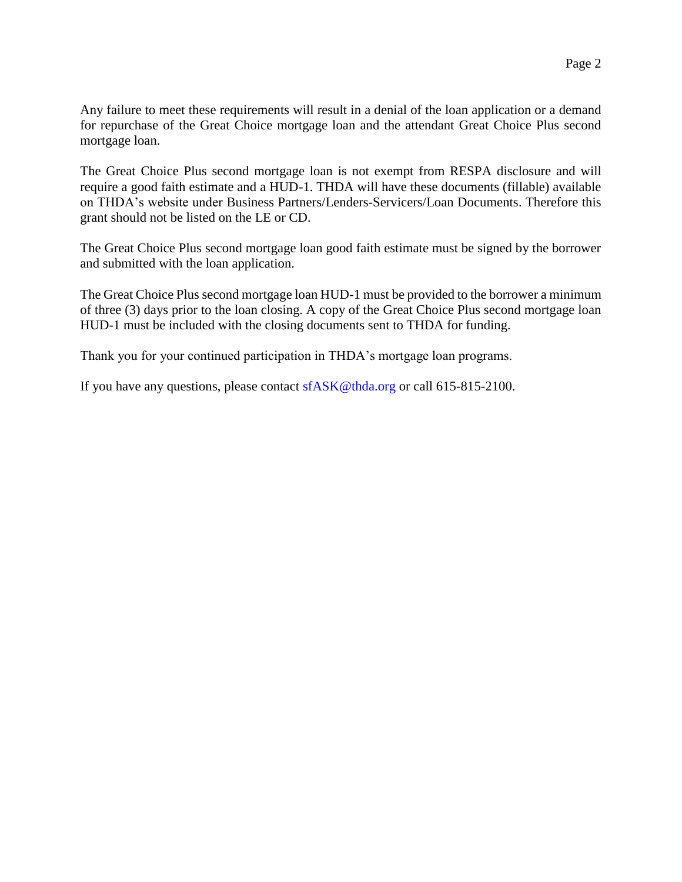Any failure to meet these requirements will result in a denial of the loan application or a demand for repurchase of the Great Choice mortgage loan and the attendant Great Choice Plus second mortgage loan.

The Great Choice Plus second mortgage loan is not exempt from RESPA disclosure and will require a good faith estimate and a HUD-1. THDA will have these documents (fillable) available on THDA's website under Business Partners/Lenders-Servicers/Loan Documents. Therefore this grant should not be listed on the LE or CD.

The Great Choice Plus second mortgage loan good faith estimate must be signed by the borrower and submitted with the loan application.

The Great Choice Plus second mortgage loan HUD-1 must be provided to the borrower a minimum of three (3) days prior to the loan closing. A copy of the Great Choice Plus second mortgage loan HUD-1 must be included with the closing documents sent to THDA for funding.

Thank you for your continued participation in THDA's mortgage loan programs.

If you have any questions, please contact sfASK@thda.org or call 615-815-2100.